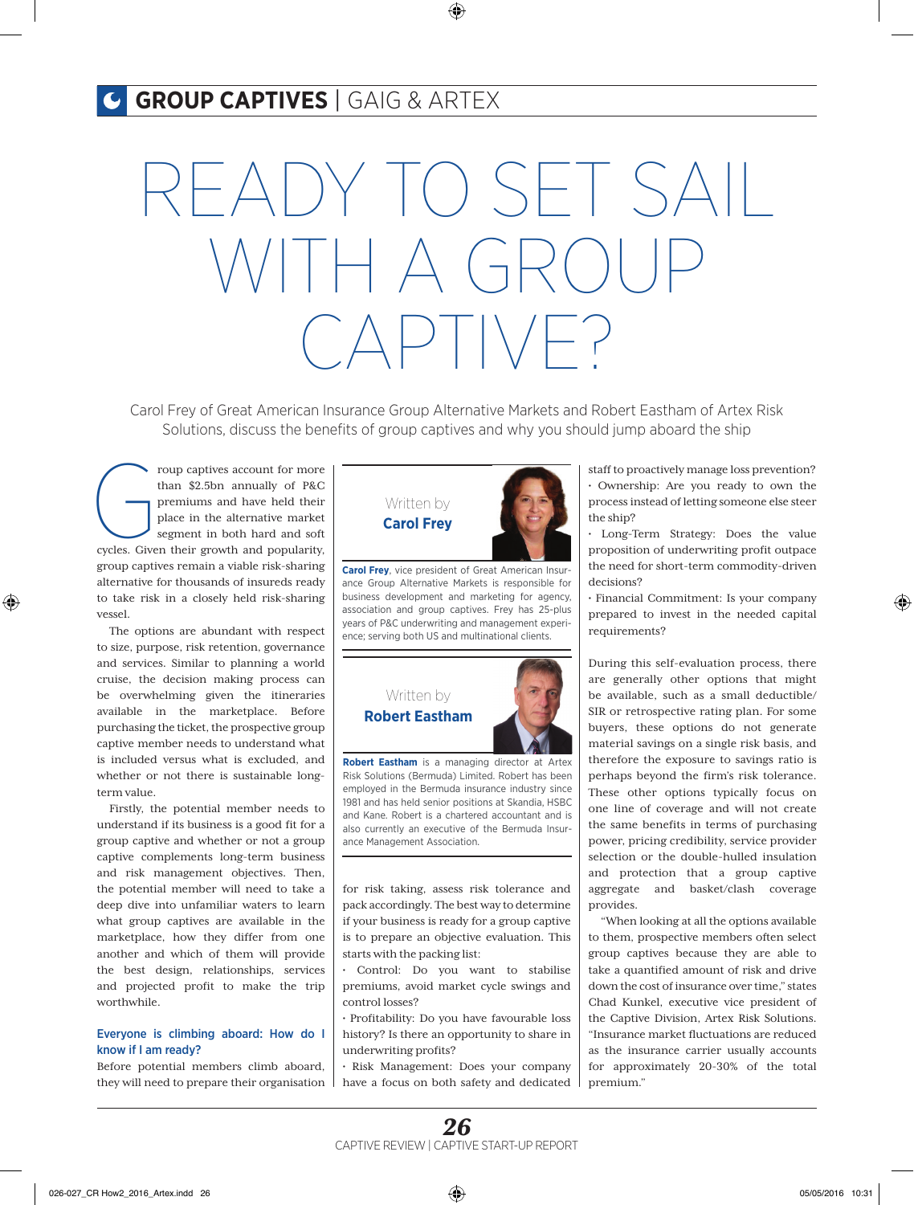GROUP CAPTIVES | GAIG & ARTEX

# READY TO SET SAIL WITH A GROUP CAPTIVE?

Carol Frey of Great American Insurance Group Alternative Markets and Robert Eastham of Artex Risk Solutions, discuss the benefits of group captives and why you should jump aboard the ship

Group captives account for more than $2.5bn annually of P&C premiums and have held their place in the alternative market segment in both hard and soft cycles. Given their growth and popularity, group captives remain a viable risk-sharing alternative for thousands of insureds ready to take risk in a closely held risk-sharing vessel.

The options are abundant with respect to size, purpose, risk retention, governance and services. Similar to planning a world cruise, the decision making process can be overwhelming given the itineraries available in the marketplace. Before purchasing the ticket, the prospective group captive member needs to understand what is included versus what is excluded, and whether or not there is sustainable long-term value.

Firstly, the potential member needs to understand if its business is a good fit for a group captive and whether or not a group captive complements long-term business and risk management objectives. Then, the potential member will need to take a deep dive into unfamiliar waters to learn what group captives are available in the marketplace, how they differ from one another and which of them will provide the best design, relationships, services and projected profit to make the trip worthwhile.

Written by **Carol Frey**

**Carol Frey**, vice president of Great American Insurance Group Alternative Markets is responsible for business development and marketing for agency, association and group captives. Frey has 25-plus years of P&C underwriting and management experience; serving both US and multinational clients.

Written by **Robert Eastham**

**Robert Eastham** is a managing director at Artex Risk Solutions (Bermuda) Limited. Robert has been employed in the Bermuda insurance industry since 1981 and has held senior positions at Skandia, HSBC and Kane. Robert is a chartered accountant and is also currently an executive of the Bermuda Insurance Management Association.

### Everyone is climbing aboard: How do I know if I am ready?

Before potential members climb aboard, they will need to prepare their organisation for risk taking, assess risk tolerance and pack accordingly. The best way to determine if your business is ready for a group captive is to prepare an objective evaluation. This starts with the packing list:

- Control: Do you want to stabilise premiums, avoid market cycle swings and control losses?
- Profitability: Do you have favourable loss history? Is there an opportunity to share in underwriting profits?
- Risk Management: Does your company have a focus on both safety and dedicated staff to proactively manage loss prevention?
- Ownership: Are you ready to own the process instead of letting someone else steer the ship?
- Long-Term Strategy: Does the value proposition of underwriting profit outpace the need for short-term commodity-driven decisions?
- Financial Commitment: Is your company prepared to invest in the needed capital requirements?

During this self-evaluation process, there are generally other options that might be available, such as a small deductible/SIR or retrospective rating plan. For some buyers, these options do not generate material savings on a single risk basis, and therefore the exposure to savings ratio is perhaps beyond the firm's risk tolerance. These other options typically focus on one line of coverage and will not create the same benefits in terms of purchasing power, pricing credibility, service provider selection or the double-hulled insulation and protection that a group captive aggregate and basket/clash coverage provides.

"When looking at all the options available to them, prospective members often select group captives because they are able to take a quantified amount of risk and drive down the cost of insurance over time," states Chad Kunkel, executive vice president of the Captive Division, Artex Risk Solutions. "Insurance market fluctuations are reduced as the insurance carrier usually accounts for approximately 20-30% of the total premium."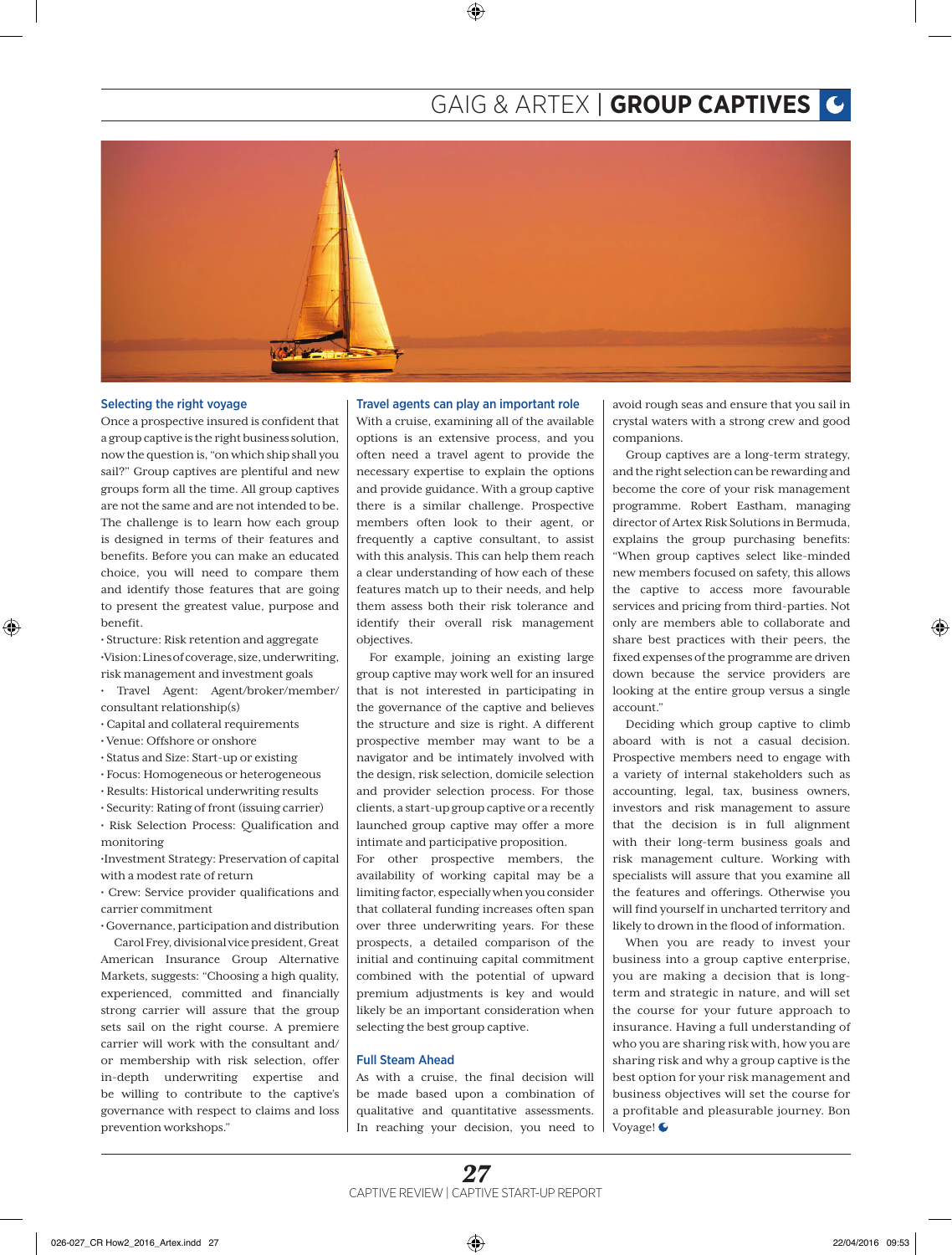## Selecting the right voyage

Once a prospective insured is confident that a group captive is the right business solution, now the question is, "on which ship shall you sail?" Group captives are plentiful and new groups form all the time. All group captives are not the same and are not intended to be. The challenge is to learn how each group is designed in terms of their features and benefits. Before you can make an educated choice, you will need to compare them and identify those features that are going to present the greatest value, purpose and benefit.

- Structure: Risk retention and aggregate
- Vision: Lines of coverage, size, underwriting, risk management and investment goals
- Travel Agent: Agent/broker/member/consultant relationship(s)
- Capital and collateral requirements
- Venue: Offshore or onshore
- Status and Size: Start-up or existing
- Focus: Homogeneous or heterogeneous
- Results: Historical underwriting results
- Security: Rating of front (issuing carrier)
- Risk Selection Process: Qualification and monitoring
- Investment Strategy: Preservation of capital with a modest rate of return
- Crew: Service provider qualifications and carrier commitment
- Governance, participation and distribution

Carol Frey, divisional vice president, Great American Insurance Group Alternative Markets, suggests: "Choosing a high quality, experienced, committed and financially strong carrier will assure that the group sets sail on the right course. A premiere carrier will work with the consultant and/or membership with risk selection, offer in-depth underwriting expertise and be willing to contribute to the captive's governance with respect to claims and loss prevention workshops."

## Travel agents can play an important role

With a cruise, examining all of the available options is an extensive process, and you often need a travel agent to provide the necessary expertise to explain the options and provide guidance. With a group captive there is a similar challenge. Prospective members often look to their agent, or frequently a captive consultant, to assist with this analysis. This can help them reach a clear understanding of how each of these features match up to their needs, and help them assess both their risk tolerance and identify their overall risk management objectives.

For example, joining an existing large group captive may work well for an insured that is not interested in participating in the governance of the captive and believes the structure and size is right. A different prospective member may want to be a navigator and be intimately involved with the design, risk selection, domicile selection and provider selection process. For those clients, a start-up group captive or a recently launched group captive may offer a more intimate and participative proposition.

For other prospective members, the availability of working capital may be a limiting factor, especially when you consider that collateral funding increases often span over three underwriting years. For these prospects, a detailed comparison of the initial and continuing capital commitment combined with the potential of upward premium adjustments is key and would likely be an important consideration when selecting the best group captive.

## Full Steam Ahead

As with a cruise, the final decision will be made based upon a combination of qualitative and quantitative assessments. In reaching your decision, you need to avoid rough seas and ensure that you sail in crystal waters with a strong crew and good companions.

Group captives are a long-term strategy, and the right selection can be rewarding and become the core of your risk management programme. Robert Eastham, managing director of Artex Risk Solutions in Bermuda, explains the group purchasing benefits: "When group captives select like-minded new members focused on safety, this allows the captive to access more favourable services and pricing from third-parties. Not only are members able to collaborate and share best practices with their peers, the fixed expenses of the programme are driven down because the service providers are looking at the entire group versus a single account."

Deciding which group captive to climb aboard with is not a casual decision. Prospective members need to engage with a variety of internal stakeholders such as accounting, legal, tax, business owners, investors and risk management to assure that the decision is in full alignment with their long-term business goals and risk management culture. Working with specialists will assure that you examine all the features and offerings. Otherwise you will find yourself in uncharted territory and likely to drown in the flood of information.

When you are ready to invest your business into a group captive enterprise, you are making a decision that is long-term and strategic in nature, and will set the course for your future approach to insurance. Having a full understanding of who you are sharing risk with, how you are sharing risk and why a group captive is the best option for your risk management and business objectives will set the course for a profitable and pleasurable journey. Bon Voyage!